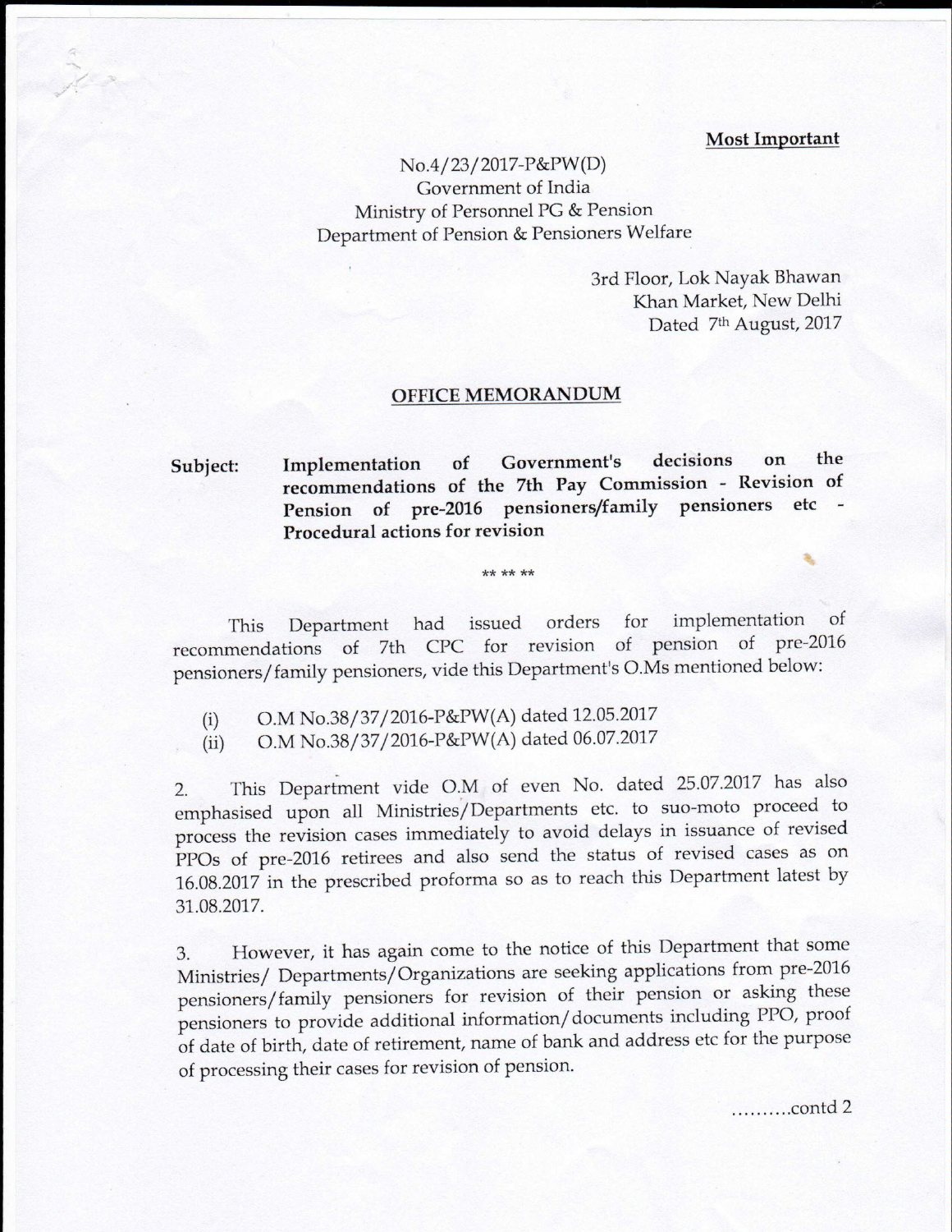**Most Important**

No.4/23/2017-P&PW(D)
Government of India
Ministry of Personnel PG & Pension
Department of Pension & Pensioners Welfare

3rd Floor, Lok Nayak Bhawan
Khan Market, New Delhi
Dated 7th August, 2017

## OFFICE MEMORANDUM

**Subject: Implementation of Government's decisions on the recommendations of the 7th Pay Commission - Revision of Pension of pre-2016 pensioners/family pensioners etc - Procedural actions for revision**

\*\* \*\* \*\*

This Department had issued orders for implementation of recommendations of 7th CPC for revision of pension of pre-2016 pensioners/family pensioners, vide this Department's O.Ms mentioned below:

(i) O.M No.38/37/2016-P&PW(A) dated 12.05.2017
(ii) O.M No.38/37/2016-P&PW(A) dated 06.07.2017

2. This Department vide O.M of even No. dated 25.07.2017 has also emphasised upon all Ministries/Departments etc. to suo-moto proceed to process the revision cases immediately to avoid delays in issuance of revised PPOs of pre-2016 retirees and also send the status of revised cases as on 16.08.2017 in the prescribed proforma so as to reach this Department latest by 31.08.2017.

3. However, it has again come to the notice of this Department that some Ministries/ Departments/Organizations are seeking applications from pre-2016 pensioners/family pensioners for revision of their pension or asking these pensioners to provide additional information/documents including PPO, proof of date of birth, date of retirement, name of bank and address etc for the purpose of processing their cases for revision of pension.

..........contd 2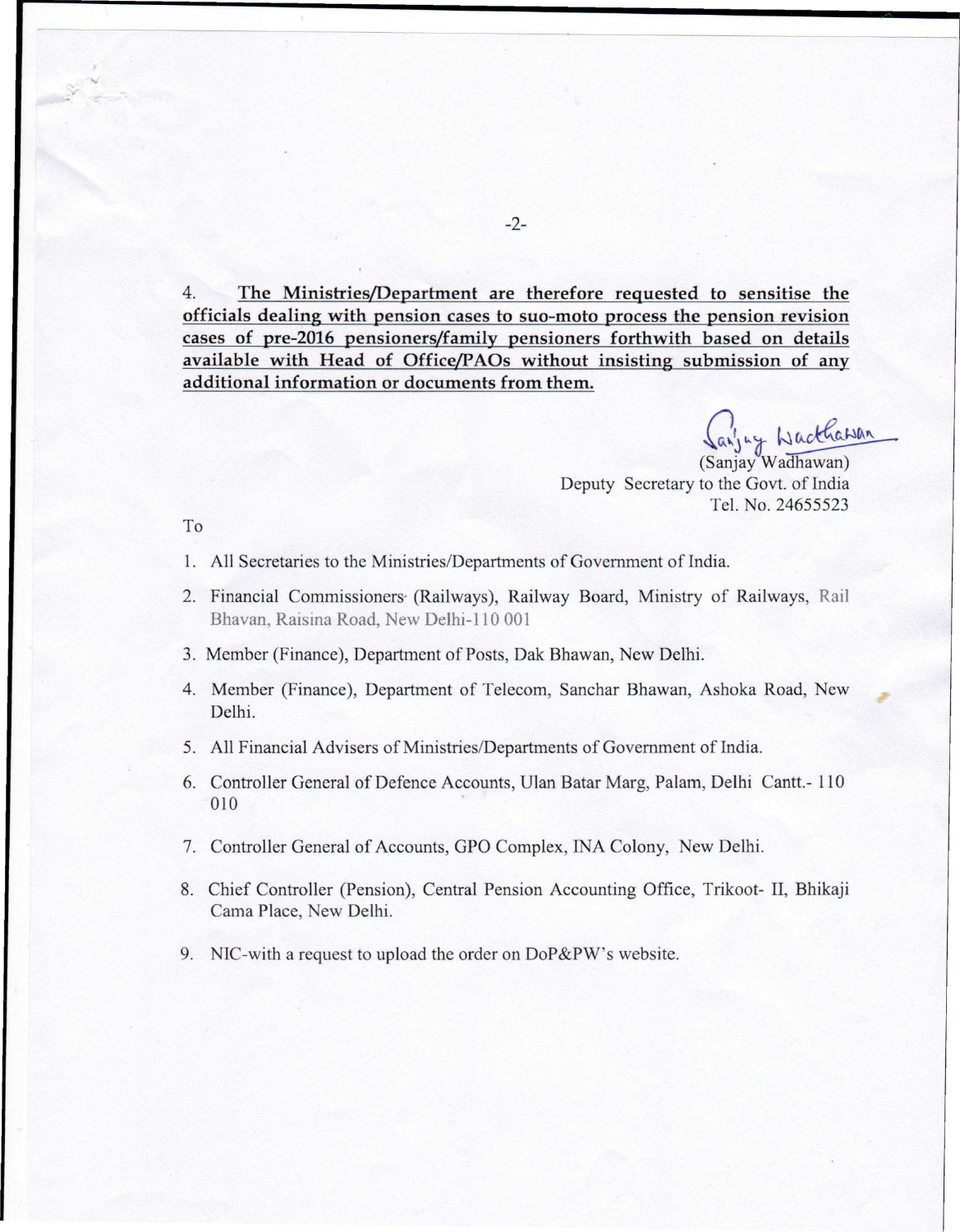4. **The Ministries/Department are therefore requested to sensitise the officials dealing with pension cases to suo-moto process the pension revision cases of pre-2016 pensioners/family pensioners forthwith based on details available with Head of Office/PAOs without insisting submission of any additional information or documents from them.**

(Sanjay Wadhawan)
Deputy Secretary to the Govt. of India
Tel. No. 24655523

To

1. All Secretaries to the Ministries/Departments of Government of India.
2. Financial Commissioners (Railways), Railway Board, Ministry of Railways, Rail Bhavan, Raisina Road, New Delhi-110 001
3. Member (Finance), Department of Posts, Dak Bhawan, New Delhi.
4. Member (Finance), Department of Telecom, Sanchar Bhawan, Ashoka Road, New Delhi.
5. All Financial Advisers of Ministries/Departments of Government of India.
6. Controller General of Defence Accounts, Ulan Batar Marg, Palam, Delhi Cantt.- 110 010
7. Controller General of Accounts, GPO Complex, INA Colony, New Delhi.
8. Chief Controller (Pension), Central Pension Accounting Office, Trikoot- II, Bhikaji Cama Place, New Delhi.
9. NIC-with a request to upload the order on DoP&PW's website.